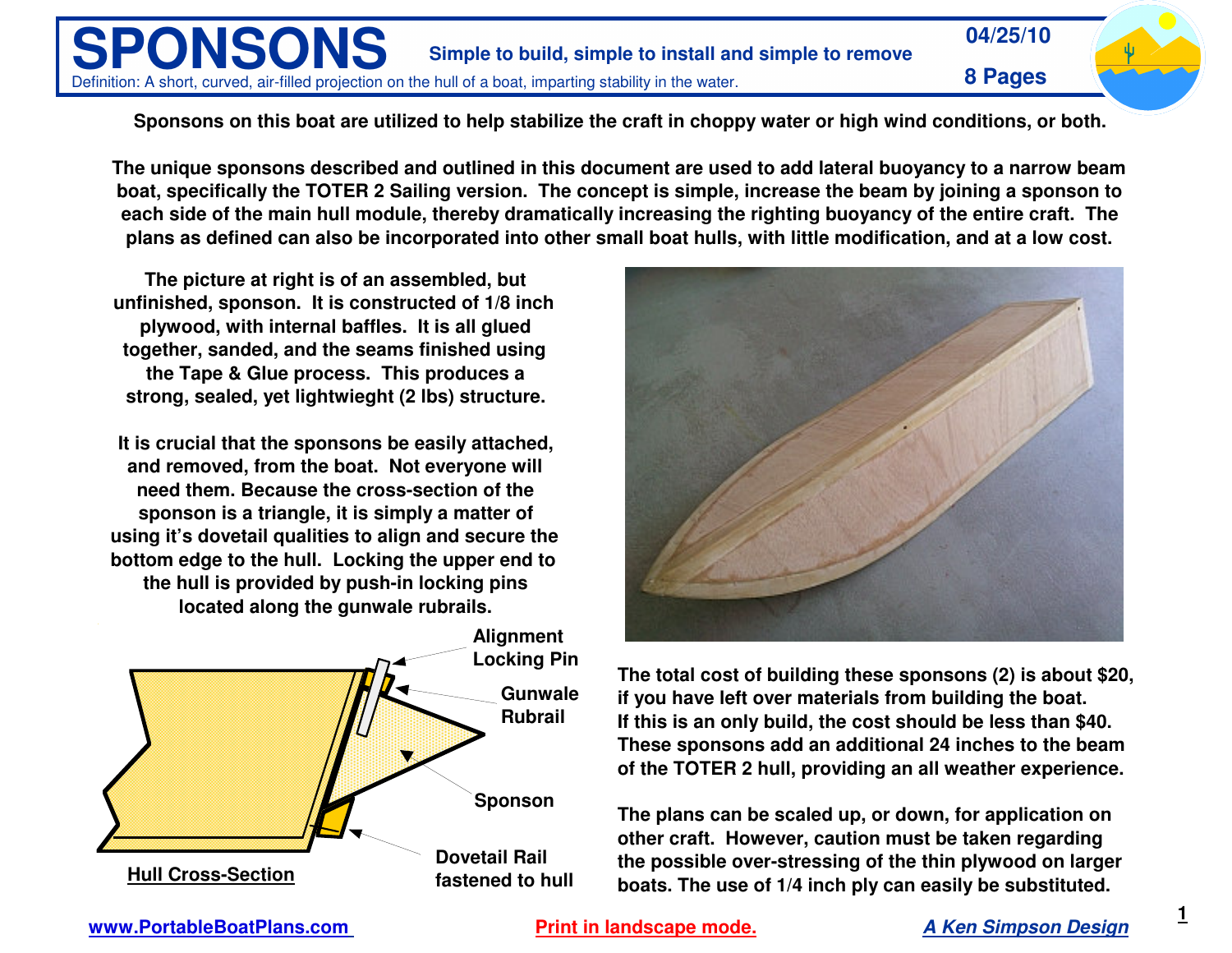# SPONSONS

**Simple to build, simple to install and simple to remove**

**04/25/10**

**8 Pages**

Definition: A short, curved, air-filled projection on the hull of a boat, imparting stability in the water.

**Sponsons on this boat are utilized to help stabilize the craft in choppy water or high wind conditions, or both.**

**The unique sponsons described and outlined in this document are used to add lateral buoyancy to a narrow beam boat, specifically the TOTER 2 Sailing version. The concept is simple, increase the beam by joining a sponson to each side of the main hull module, thereby dramatically increasing the righting buoyancy of the entire craft. The plans as defined can also be incorporated into other small boat hulls, with little modification, and at a low cost.**

**The picture at right is of an assembled, but unfinished, sponson. It is constructed of 1/8 inch plywood, with internal baffles. It is all glued together, sanded, and the seams finished using the Tape & Glue process. This produces a strong, sealed, yet lightwieght (2 lbs) structure.**

**It is crucial that the sponsons be easily attached, and removed, from the boat. Not everyone will need them. Because the cross-section of the sponson is a triangle, it is simply a matter of using it's dovetail qualities to align and secure the bottom edge to the hull. Locking the upper end to the hull is provided by push-in locking pins located along the gunwale rubrails.**

**Alignment Locking Pin**

**Gunwale Rubrail**

**Sponson**

**Dovetail Rail fastened to hull**

**Hull Cross-Section**

**The total cost of building these sponsons (2) is about $20, if you have left over materials from building the boat. If this is an only build, the cost should be less than $40. These sponsons add an additional 24 inches to the beam of the TOTER 2 hull, providing an all weather experience.**

**The plans can be scaled up, or down, for application on other craft. However, caution must be taken regarding the possible over-stressing of the thin plywood on larger boats. The use of 1/4 inch ply can easily be substituted.**

www.PortableBoatPlans.com

Print in landscape mode.

*A Ken Simpson Design*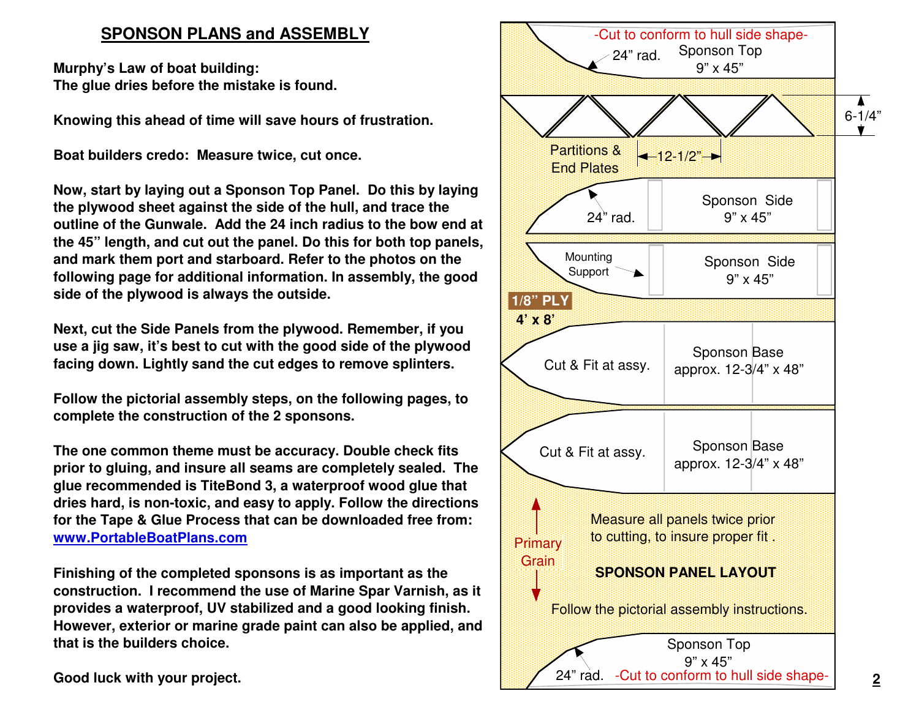## SPONSON PLANS and ASSEMBLY

**Murphy's Law of boat building:**
**The glue dries before the mistake is found.**

**Knowing this ahead of time will save hours of frustration.**

**Boat builders credo: Measure twice, cut once.**

**Now, start by laying out a Sponson Top Panel. Do this by laying the plywood sheet against the side of the hull, and trace the outline of the Gunwale. Add the 24 inch radius to the bow end at the 45" length, and cut out the panel. Do this for both top panels, and mark them port and starboard. Refer to the photos on the following page for additional information. In assembly, the good side of the plywood is always the outside.**

**Next, cut the Side Panels from the plywood. Remember, if you use a jig saw, it's best to cut with the good side of the plywood facing down. Lightly sand the cut edges to remove splinters.**

**Follow the pictorial assembly steps, on the following pages, to complete the construction of the 2 sponsons.**

**The one common theme must be accuracy. Double check fits prior to gluing, and insure all seams are completely sealed. The glue recommended is TiteBond 3, a waterproof wood glue that dries hard, is non-toxic, and easy to apply. Follow the directions for the Tape & Glue Process that can be downloaded free from: [www.PortableBoatPlans.com](http://www.PortableBoatPlans.com)**

**Finishing of the completed sponsons is as important as the construction. I recommend the use of Marine Spar Varnish, as it provides a waterproof, UV stabilized and a good looking finish. However, exterior or marine grade paint can also be applied, and that is the builders choice.**

**Good luck with your project.**

-Cut to conform to hull side shape-
24" rad. Sponson Top 9" x 45"

6-1/4"

Partitions & End Plates
12-1/2"

24" rad. Sponson Side 9" x 45"

Mounting Support
Sponson Side 9" x 45"

**1/8" PLY**
**4' x 8'**

Cut & Fit at assy. Sponson Base approx. 12-3/4" x 48"

Cut & Fit at assy. Sponson Base approx. 12-3/4" x 48"

Primary Grain

Measure all panels twice prior to cutting, to insure proper fit .

**SPONSON PANEL LAYOUT**

Follow the pictorial assembly instructions.

Sponson Top 9" x 45"
24" rad. -Cut to conform to hull side shape-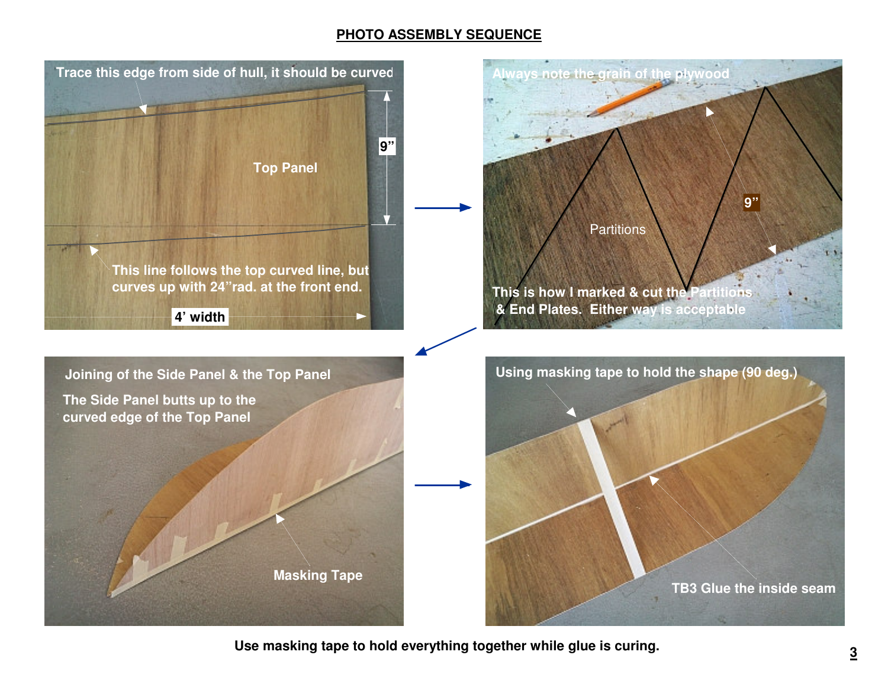## PHOTO ASSEMBLY SEQUENCE

Trace this edge from side of hull, it should be curved

9"

Top Panel

This line follows the top curved line, but curves up with 24"rad. at the front end.

4' width

Always note the grain of the plywood

9"

Partitions

This is how I marked & cut the Partitions & End Plates. Either way is acceptable

Joining of the Side Panel & the Top Panel

The Side Panel butts up to the curved edge of the Top Panel

Masking Tape

Using masking tape to hold the shape (90 deg.)

TB3 Glue the inside seam

**Use masking tape to hold everything together while glue is curing.**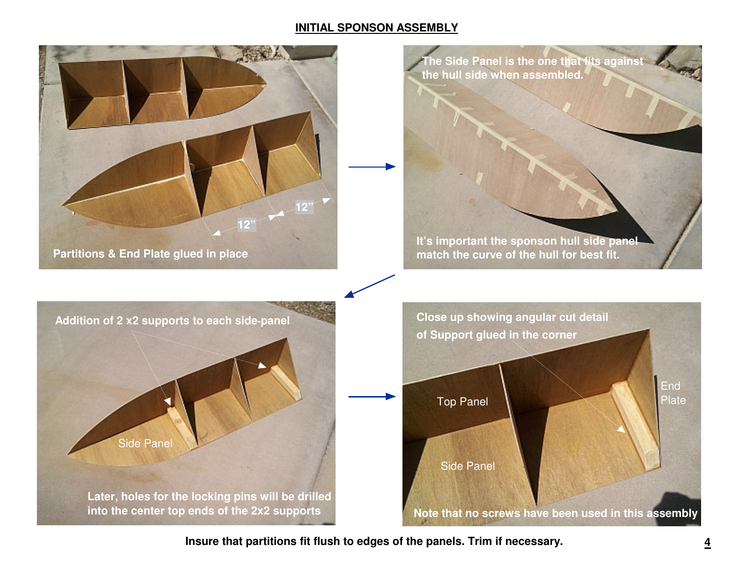## INITIAL SPONSON ASSEMBLY

12"

12"

Partitions & End Plate glued in place

The Side Panel is the one that fits against the hull side when assembled.

It's important the sponson hull side panel match the curve of the hull for best fit.

Addition of 2 x2 supports to each side-panel

Side Panel

Later, holes for the locking pins will be drilled into the center top ends of the 2x2 supports

Close up showing angular cut detail of Support glued in the corner

Top Panel

End Plate

Side Panel

Note that no screws have been used in this assembly

**Insure that partitions fit flush to edges of the panels. Trim if necessary.**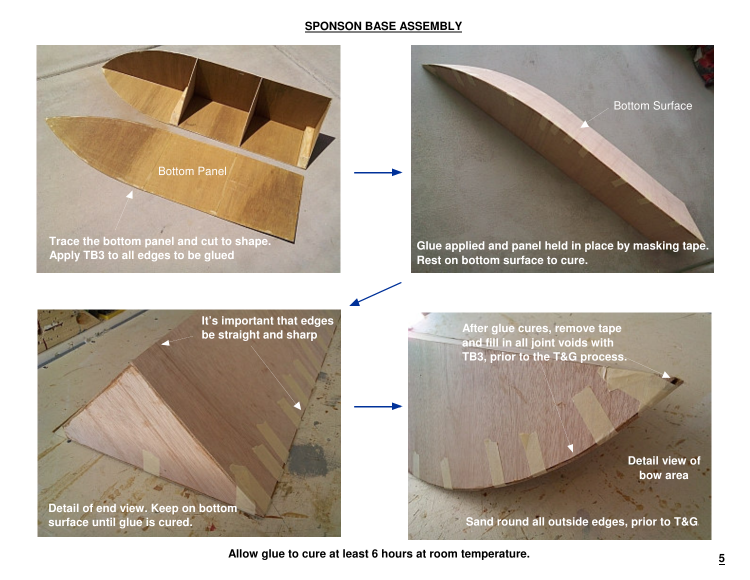## SPONSON BASE ASSEMBLY

Bottom Panel

Trace the bottom panel and cut to shape. Apply TB3 to all edges to be glued

Bottom Surface

Glue applied and panel held in place by masking tape. Rest on bottom surface to cure.

It's important that edges be straight and sharp

Detail of end view. Keep on bottom surface until glue is cured.

After glue cures, remove tape and fill in all joint voids with TB3, prior to the T&G process.

Detail view of bow area

Sand round all outside edges, prior to T&G

**Allow glue to cure at least 6 hours at room temperature.**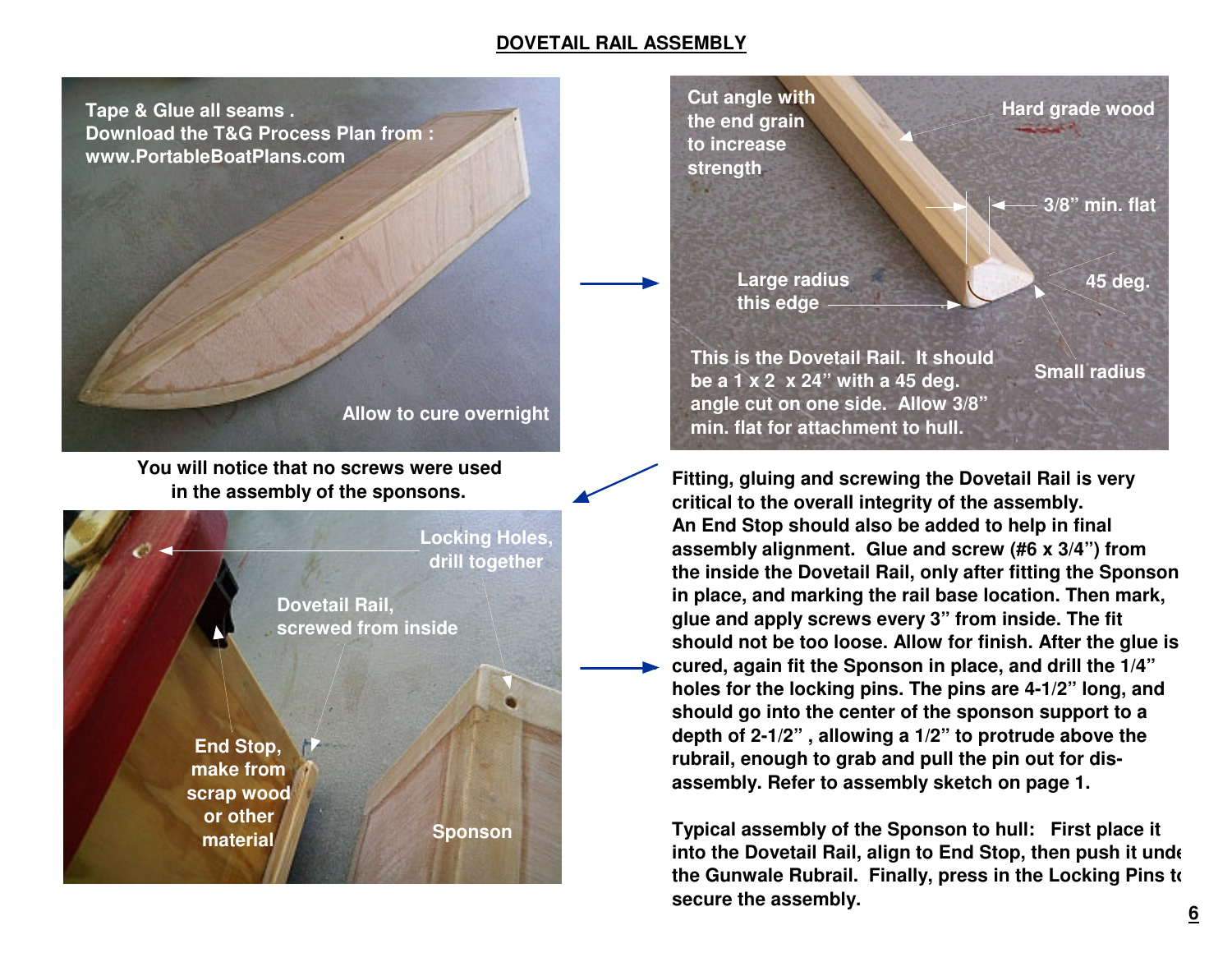## DOVETAIL RAIL ASSEMBLY

Tape & Glue all seams .
Download the T&G Process Plan from :
www.PortableBoatPlans.com

Allow to cure overnight

You will notice that no screws were used in the assembly of the sponsons.

Cut angle with the end grain to increase strength

Hard grade wood

3/8" min. flat

Large radius this edge

45 deg.

Small radius

This is the Dovetail Rail. It should be a 1 x 2 x 24" with a 45 deg. angle cut on one side. Allow 3/8" min. flat for attachment to hull.

Locking Holes, drill together

Dovetail Rail, screwed from inside

End Stop, make from scrap wood or other material

Sponson

Fitting, gluing and screwing the Dovetail Rail is very critical to the overall integrity of the assembly. An End Stop should also be added to help in final assembly alignment. Glue and screw (#6 x 3/4") from the inside the Dovetail Rail, only after fitting the Sponson in place, and marking the rail base location. Then mark, glue and apply screws every 3" from inside. The fit should not be too loose. Allow for finish. After the glue is cured, again fit the Sponson in place, and drill the 1/4" holes for the locking pins. The pins are 4-1/2" long, and should go into the center of the sponson support to a depth of 2-1/2" , allowing a 1/2" to protrude above the rubrail, enough to grab and pull the pin out for dis-assembly. Refer to assembly sketch on page 1.

Typical assembly of the Sponson to hull: First place it into the Dovetail Rail, align to End Stop, then push it under the Gunwale Rubrail. Finally, press in the Locking Pins to secure the assembly.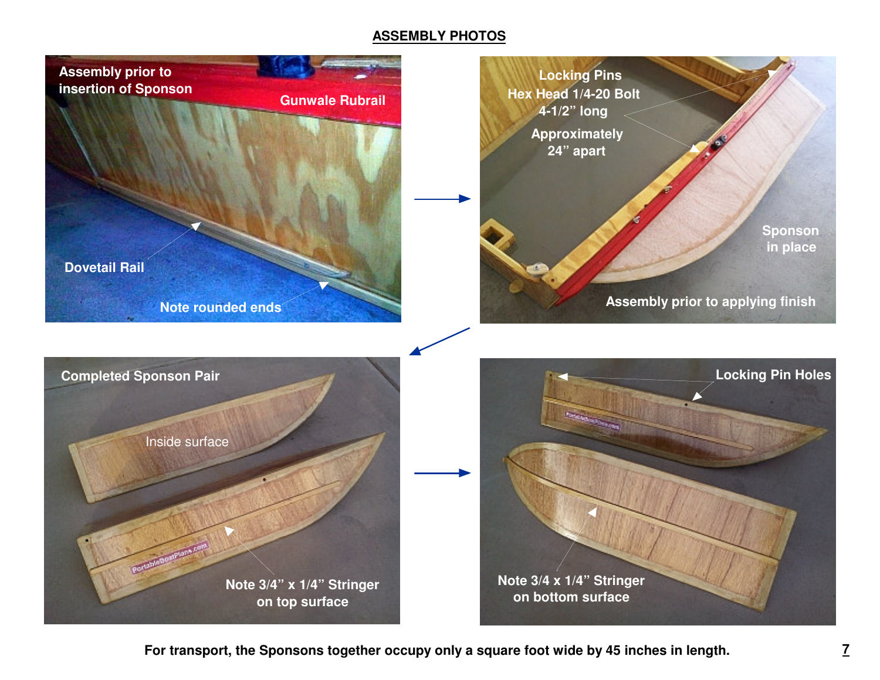## ASSEMBLY PHOTOS

Assembly prior to insertion of Sponson

Gunwale Rubrail

Dovetail Rail

Note rounded ends

Locking Pins
Hex Head 1/4-20 Bolt
4-1/2" long

Approximately
24" apart

Sponson in place

Assembly prior to applying finish

Completed Sponson Pair

Inside surface

Note 3/4" x 1/4" Stringer on top surface

Locking Pin Holes

Note 3/4 x 1/4" Stringer on bottom surface

**For transport, the Sponsons together occupy only a square foot wide by 45 inches in length.**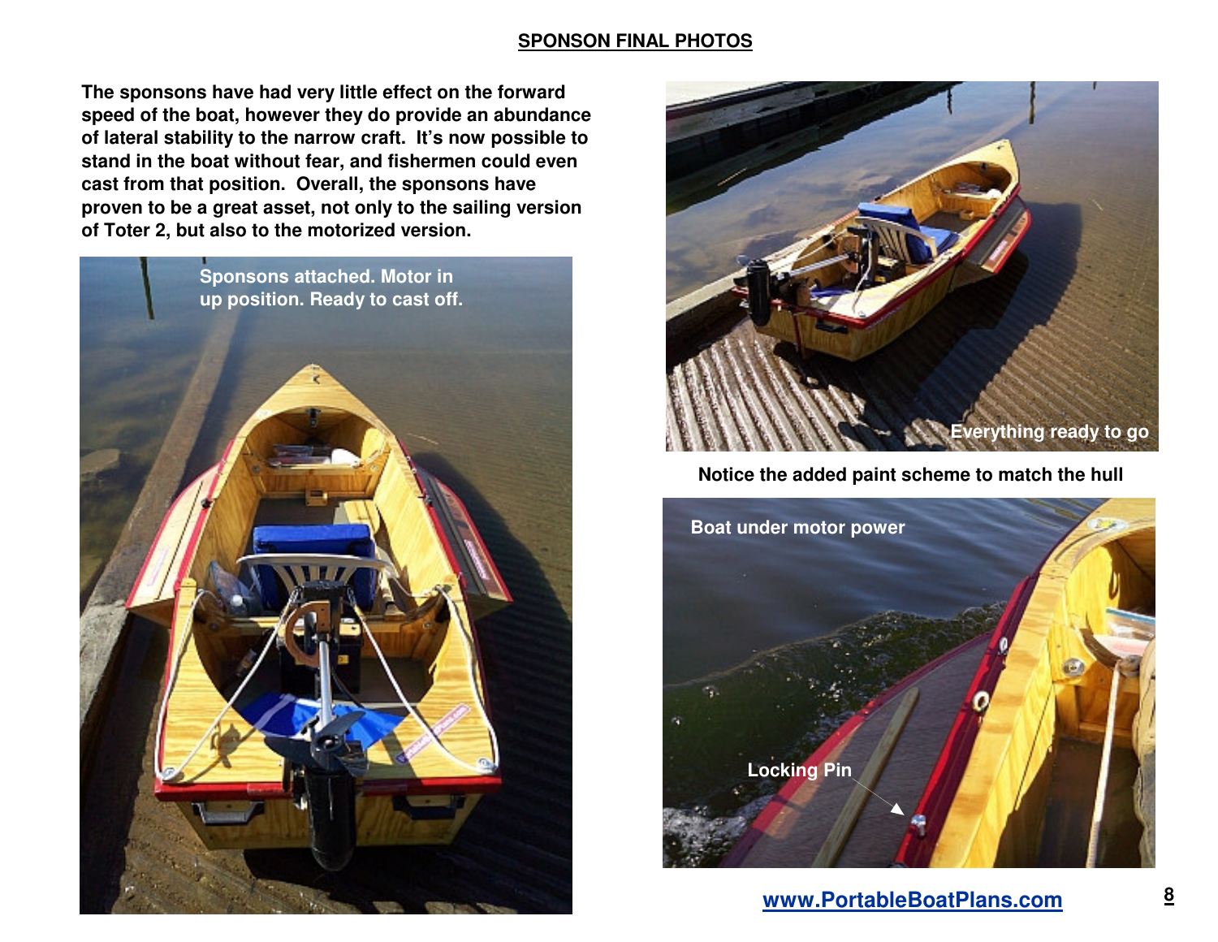## SPONSON FINAL PHOTOS

**The sponsons have had very little effect on the forward speed of the boat, however they do provide an abundance of lateral stability to the narrow craft. It's now possible to stand in the boat without fear, and fishermen could even cast from that position. Overall, the sponsons have proven to be a great asset, not only to the sailing version of Toter 2, but also to the motorized version.**

**Sponsons attached. Motor in up position. Ready to cast off.**

**Everything ready to go**

**Notice the added paint scheme to match the hull**

**Boat under motor power**

**Locking Pin**

**www.PortableBoatPlans.com**